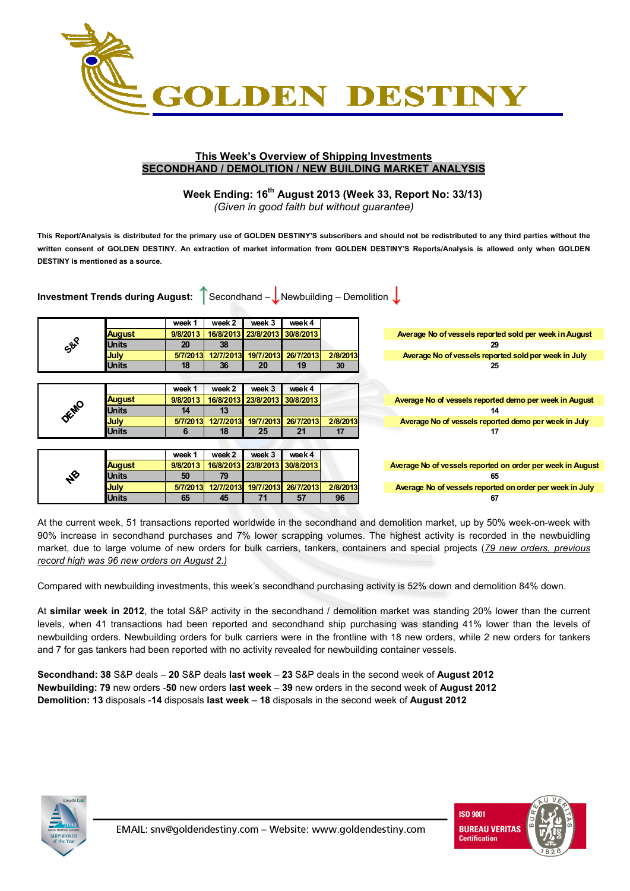# GOLDEN DESTINY

## This Week's Overview of Shipping Investments
## SECONDHAND / DEMOLITION / NEW BUILDING MARKET ANALYSIS

**Week Ending: 16th August 2013 (Week 33, Report No: 33/13)**

*(Given in good faith but without guarantee)*

**This Report/Analysis is distributed for the primary use of GOLDEN DESTINY'S subscribers and should not be redistributed to any third parties without the written consent of GOLDEN DESTINY. An extraction of market information from GOLDEN DESTINY'S Reports/Analysis is allowed only when GOLDEN DESTINY is mentioned as a source.**

**Investment Trends during August:** ↑ Secondhand – ↓ Newbuilding – Demolition ↓

| S&P | | week 1 | week 2 | week 3 | week 4 | |
|---|---|---|---|---|---|---|
| | August | 9/8/2013 | 16/8/2013 | 23/8/2013 | 30/8/2013 | |
| | Units | 20 | 38 | | | |
| | July | 5/7/2013 | 12/7/2013 | 19/7/2013 | 26/7/2013 | 2/8/2013 |
| | Units | 18 | 36 | 20 | 19 | 30 |

Average No of vessels reported sold per week in August: 29

Average No of vessels reported sold per week in July: 25

| DEMO | | week 1 | week 2 | week 3 | week 4 | |
|---|---|---|---|---|---|---|
| | August | 9/8/2013 | 16/8/2013 | 23/8/2013 | 30/8/2013 | |
| | Units | 14 | 13 | | | |
| | July | 5/7/2013 | 12/7/2013 | 19/7/2013 | 26/7/2013 | 2/8/2013 |
| | Units | 6 | 18 | 25 | 21 | 17 |

Average No of vessels reported demo per week in August: 14

Average No of vessels reported demo per week in July: 17

| NB | | week 1 | week 2 | week 3 | week 4 | |
|---|---|---|---|---|---|---|
| | August | 9/8/2013 | 16/8/2013 | 23/8/2013 | 30/8/2013 | |
| | Units | 50 | 79 | | | |
| | July | 5/7/2013 | 12/7/2013 | 19/7/2013 | 26/7/2013 | 2/8/2013 |
| | Units | 65 | 45 | 71 | 57 | 96 |

Average No of vessels reported on order per week in August: 65

Average No of vessels reported on order per week in July: 67

At the current week, 51 transactions reported worldwide in the secondhand and demolition market, up by 50% week-on-week with 90% increase in secondhand purchases and 7% lower scrapping volumes. The highest activity is recorded in the newbuilding market, due to large volume of new orders for bulk carriers, tankers, containers and special projects (*79 new orders, previous record high was 96 new orders on August 2.)*

Compared with newbuilding investments, this week's secondhand purchasing activity is 52% down and demolition 84% down.

At **similar week in 2012**, the total S&P activity in the secondhand / demolition market was standing 20% lower than the current levels, when 41 transactions had been reported and secondhand ship purchasing was standing 41% lower than the levels of newbuilding orders. Newbuilding orders for bulk carriers were in the frontline with 18 new orders, while 2 new orders for tankers and 7 for gas tankers had been reported with no activity revealed for newbuilding container vessels.

**Secondhand: 38** S&P deals – **20** S&P deals **last week** – **23** S&P deals in the second week of **August 2012**
**Newbuilding: 79** new orders -**50** new orders **last week** – **39** new orders in the second week of **August 2012**
**Demolition: 13** disposals -**14** disposals **last week** – **18** disposals in the second week of **August 2012**

EMAIL: snv@goldendestiny.com – Website: www.goldendestiny.com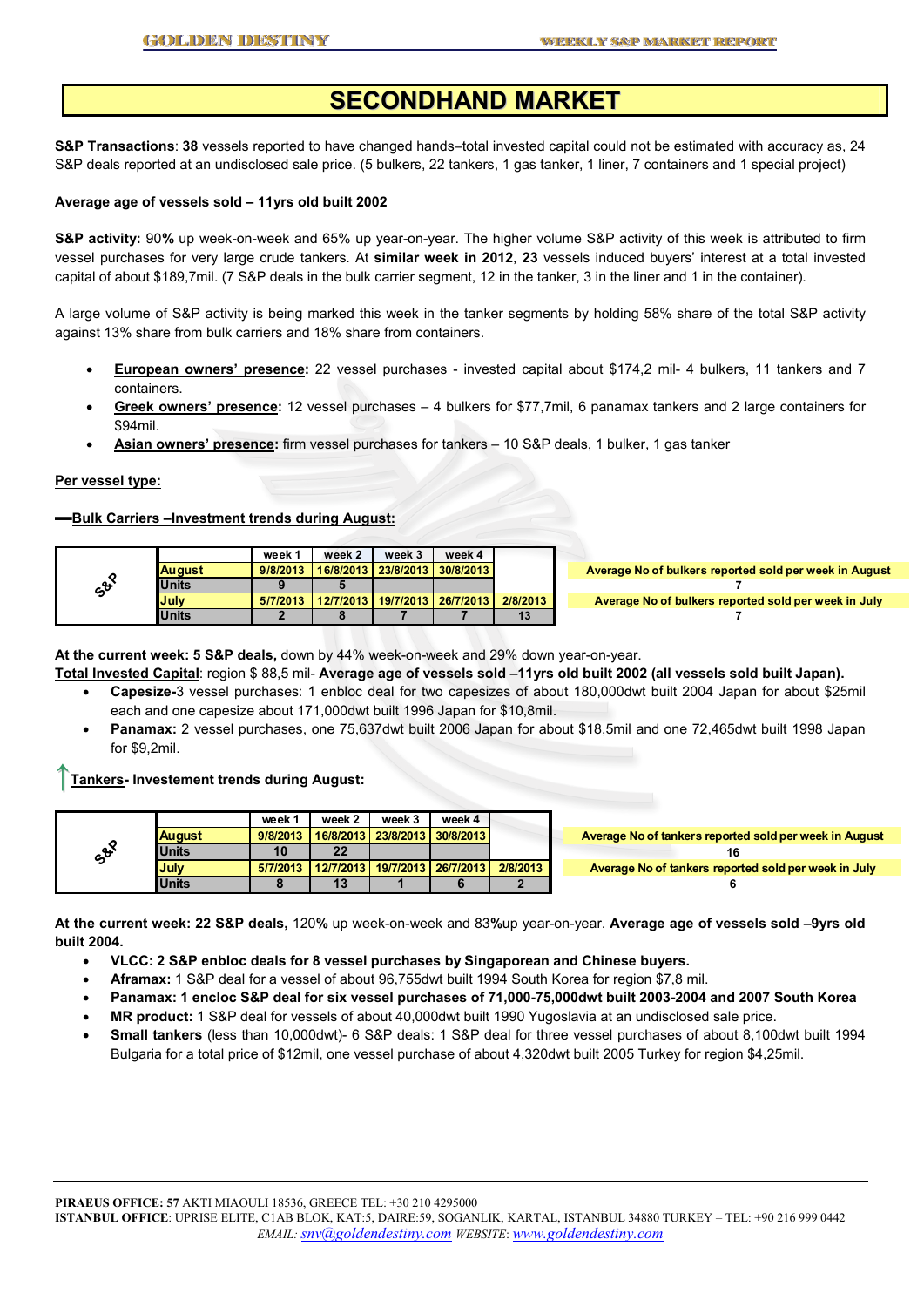# SECONDHAND MARKET

**S&P Transactions**: **38** vessels reported to have changed hands–total invested capital could not be estimated with accuracy as, 24 S&P deals reported at an undisclosed sale price. (5 bulkers, 22 tankers, 1 gas tanker, 1 liner, 7 containers and 1 special project)

**Average age of vessels sold – 11yrs old built 2002**

**S&P activity:** 90**%** up week-on-week and 65% up year-on-year. The higher volume S&P activity of this week is attributed to firm vessel purchases for very large crude tankers. At **similar week in 2012**, **23** vessels induced buyers' interest at a total invested capital of about $189,7mil. (7 S&P deals in the bulk carrier segment, 12 in the tanker, 3 in the liner and 1 in the container).

A large volume of S&P activity is being marked this week in the tanker segments by holding 58% share of the total S&P activity against 13% share from bulk carriers and 18% share from containers.

- **European owners' presence:** 22 vessel purchases - invested capital about $174,2 mil- 4 bulkers, 11 tankers and 7 containers.
- **Greek owners' presence:** 12 vessel purchases – 4 bulkers for $77,7mil, 6 panamax tankers and 2 large containers for $94mil.
- **Asian owners' presence:** firm vessel purchases for tankers – 10 S&P deals, 1 bulker, 1 gas tanker

**Per vessel type:**

**Bulk Carriers –Investment trends during August:**

| S&P | | week 1 | week 2 | week 3 | week 4 | |
|---|---|---|---|---|---|---|
| | August | 9/8/2013 | 16/8/2013 | 23/8/2013 | 30/8/2013 | |
| | Units | 9 | 5 | | | |
| | July | 5/7/2013 | 12/7/2013 | 19/7/2013 | 26/7/2013 | 2/8/2013 |
| | Units | 2 | 8 | 7 | 7 | 13 |

| Average No of bulkers reported sold per week in August |
|---|
| 7 |
| **Average No of bulkers reported sold per week in July** |
| 7 |

**At the current week: 5 S&P deals,** down by 44% week-on-week and 29% down year-on-year.

**Total Invested Capital**: region $ 88,5 mil- **Average age of vessels sold –11yrs old built 2002 (all vessels sold built Japan).**

- **Capesize-**3 vessel purchases: 1 enbloc deal for two capesizes of about 180,000dwt built 2004 Japan for about $25mil each and one capesize about 171,000dwt built 1996 Japan for $10,8mil.
- **Panamax:** 2 vessel purchases, one 75,637dwt built 2006 Japan for about $18,5mil and one 72,465dwt built 1998 Japan for $9,2mil.

**Tankers- Investement trends during August:**

| S&P | | week 1 | week 2 | week 3 | week 4 | |
|---|---|---|---|---|---|---|
| | August | 9/8/2013 | 16/8/2013 | 23/8/2013 | 30/8/2013 | |
| | Units | 10 | 22 | | | |
| | July | 5/7/2013 | 12/7/2013 | 19/7/2013 | 26/7/2013 | 2/8/2013 |
| | Units | 8 | 13 | 1 | 6 | 2 |

| Average No of tankers reported sold per week in August |
|---|
| 16 |
| **Average No of tankers reported sold per week in July** |
| 6 |

**At the current week: 22 S&P deals,** 120**%** up week-on-week and 83**%**up year-on-year. **Average age of vessels sold –9yrs old built 2004.**

- **VLCC: 2 S&P enbloc deals for 8 vessel purchases by Singaporean and Chinese buyers.**
- **Aframax:** 1 S&P deal for a vessel of about 96,755dwt built 1994 South Korea for region $7,8 mil.
- **Panamax: 1 encloc S&P deal for six vessel purchases of 71,000-75,000dwt built 2003-2004 and 2007 South Korea**
- **MR product:** 1 S&P deal for vessels of about 40,000dwt built 1990 Yugoslavia at an undisclosed sale price.
- **Small tankers** (less than 10,000dwt)- 6 S&P deals: 1 S&P deal for three vessel purchases of about 8,100dwt built 1994 Bulgaria for a total price of $12mil, one vessel purchase of about 4,320dwt built 2005 Turkey for region $4,25mil.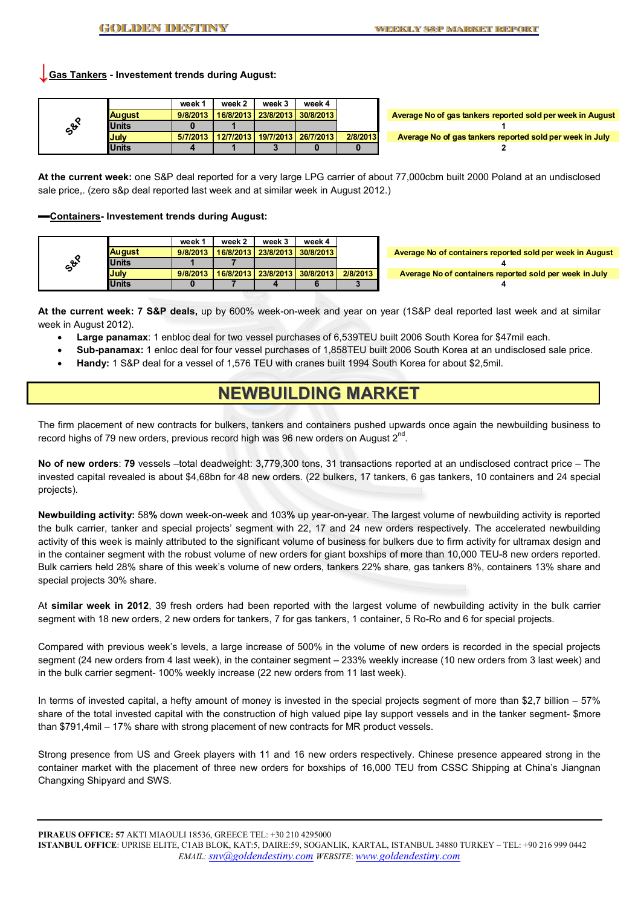## Gas Tankers - Investement trends during August:

| S&P | | week 1 | week 2 | week 3 | week 4 | |
|---|---|---|---|---|---|---|
| | August | 9/8/2013 | 16/8/2013 | 23/8/2013 | 30/8/2013 | |
| | Units | 0 | 1 | | | |
| | July | 5/7/2013 | 12/7/2013 | 19/7/2013 | 26/7/2013 | 2/8/2013 |
| | Units | 4 | 1 | 3 | 0 | 0 |

| Average No of gas tankers reported sold per week in August |
|---|
| 1 |
| **Average No of gas tankers reported sold per week in July** |
| 2 |

**At the current week:** one S&P deal reported for a very large LPG carrier of about 77,000cbm built 2000 Poland at an undisclosed sale price,. (zero s&p deal reported last week and at similar week in August 2012.)

## Containers- Investement trends during August:

| S&P | | week 1 | week 2 | week 3 | week 4 | |
|---|---|---|---|---|---|---|
| | August | 9/8/2013 | 16/8/2013 | 23/8/2013 | 30/8/2013 | |
| | Units | 1 | 7 | | | |
| | July | 9/8/2013 | 16/8/2013 | 23/8/2013 | 30/8/2013 | 2/8/2013 |
| | Units | 0 | 7 | 4 | 6 | 3 |

| Average No of containers reported sold per week in August |
|---|
| 4 |
| **Average No of containers reported sold per week in July** |
| 4 |

**At the current week: 7 S&P deals,** up by 600% week-on-week and year on year (1S&P deal reported last week and at similar week in August 2012).

- **Large panamax**: 1 enbloc deal for two vessel purchases of 6,539TEU built 2006 South Korea for $47mil each.
- **Sub-panamax:** 1 enloc deal for four vessel purchases of 1,858TEU built 2006 South Korea at an undisclosed sale price.
- **Handy:** 1 S&P deal for a vessel of 1,576 TEU with cranes built 1994 South Korea for about $2,5mil.

# NEWBUILDING MARKET

The firm placement of new contracts for bulkers, tankers and containers pushed upwards once again the newbuilding business to record highs of 79 new orders, previous record high was 96 new orders on August 2nd.

**No of new orders**: **79** vessels –total deadweight: 3,779,300 tons, 31 transactions reported at an undisclosed contract price – The invested capital revealed is about $4,68bn for 48 new orders. (22 bulkers, 17 tankers, 6 gas tankers, 10 containers and 24 special projects).

**Newbuilding activity:** 58**%** down week-on-week and 103**%** up year-on-year. The largest volume of newbuilding activity is reported the bulk carrier, tanker and special projects' segment with 22, 17 and 24 new orders respectively. The accelerated newbuilding activity of this week is mainly attributed to the significant volume of business for bulkers due to firm activity for ultramax design and in the container segment with the robust volume of new orders for giant boxships of more than 10,000 TEU-8 new orders reported. Bulk carriers held 28% share of this week's volume of new orders, tankers 22% share, gas tankers 8%, containers 13% share and special projects 30% share.

At **similar week in 2012**, 39 fresh orders had been reported with the largest volume of newbuilding activity in the bulk carrier segment with 18 new orders, 2 new orders for tankers, 7 for gas tankers, 1 container, 5 Ro-Ro and 6 for special projects.

Compared with previous week's levels, a large increase of 500% in the volume of new orders is recorded in the special projects segment (24 new orders from 4 last week), in the container segment – 233% weekly increase (10 new orders from 3 last week) and in the bulk carrier segment- 100% weekly increase (22 new orders from 11 last week).

In terms of invested capital, a hefty amount of money is invested in the special projects segment of more than $2,7 billion – 57% share of the total invested capital with the construction of high valued pipe lay support vessels and in the tanker segment- $more than $791,4mil – 17% share with strong placement of new contracts for MR product vessels.

Strong presence from US and Greek players with 11 and 16 new orders respectively. Chinese presence appeared strong in the container market with the placement of three new orders for boxships of 16,000 TEU from CSSC Shipping at China's Jiangnan Changxing Shipyard and SWS.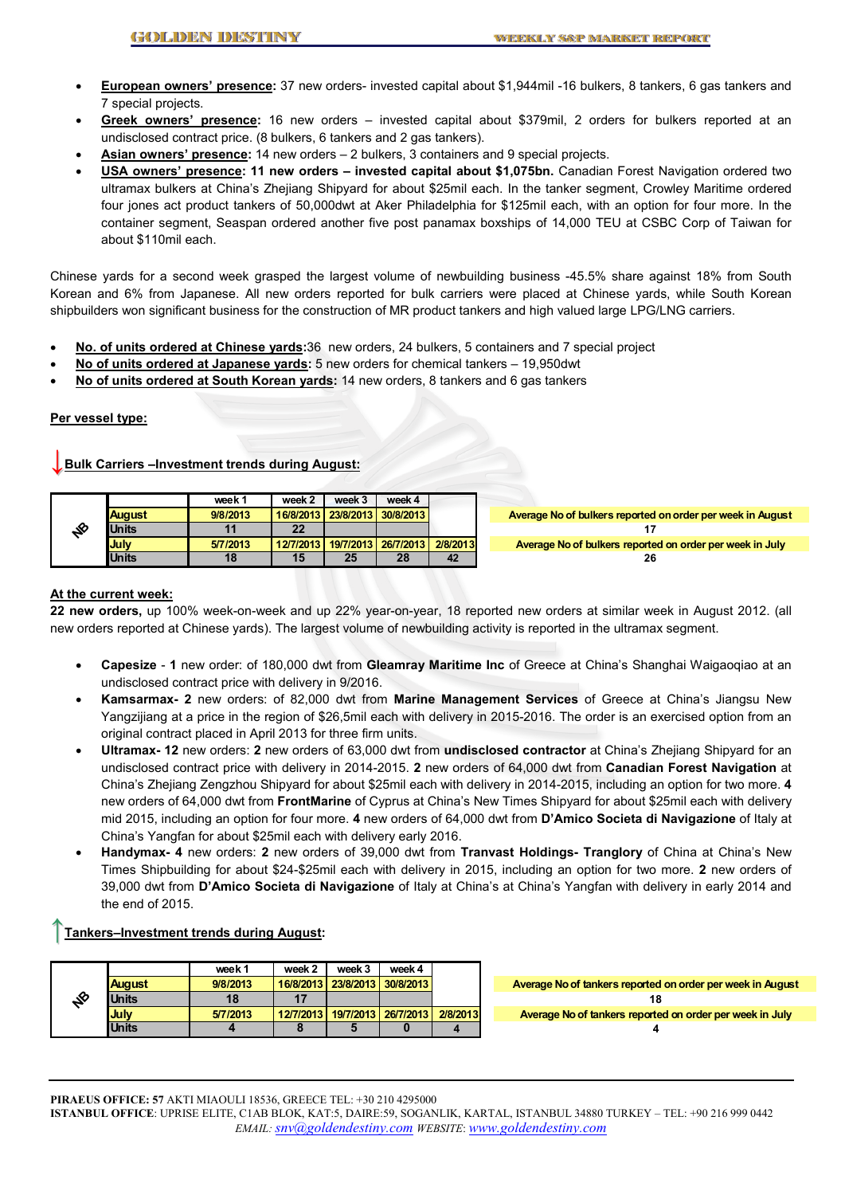- **European owners' presence:** 37 new orders- invested capital about $1,944mil -16 bulkers, 8 tankers, 6 gas tankers and 7 special projects.
- **Greek owners' presence:** 16 new orders – invested capital about $379mil, 2 orders for bulkers reported at an undisclosed contract price. (8 bulkers, 6 tankers and 2 gas tankers).
- **Asian owners' presence:** 14 new orders – 2 bulkers, 3 containers and 9 special projects.
- **USA owners' presence: 11 new orders – invested capital about $1,075bn.** Canadian Forest Navigation ordered two ultramax bulkers at China's Zhejiang Shipyard for about $25mil each. In the tanker segment, Crowley Maritime ordered four jones act product tankers of 50,000dwt at Aker Philadelphia for $125mil each, with an option for four more. In the container segment, Seaspan ordered another five post panamax boxships of 14,000 TEU at CSBC Corp of Taiwan for about $110mil each.

Chinese yards for a second week grasped the largest volume of newbuilding business -45.5% share against 18% from South Korean and 6% from Japanese. All new orders reported for bulk carriers were placed at Chinese yards, while South Korean shipbuilders won significant business for the construction of MR product tankers and high valued large LPG/LNG carriers.

- **No. of units ordered at Chinese yards:** 36 new orders, 24 bulkers, 5 containers and 7 special project
- **No of units ordered at Japanese yards:** 5 new orders for chemical tankers – 19,950dwt
- **No of units ordered at South Korean yards:** 14 new orders, 8 tankers and 6 gas tankers

**Per vessel type:**

**↓Bulk Carriers –Investment trends during August:**

| NB | | week 1 | week 2 | week 3 | week 4 | |
|---|---|---|---|---|---|---|
| | August | 9/8/2013 | 16/8/2013 | 23/8/2013 | 30/8/2013 | |
| | Units | 11 | 22 | | | |
| | July | 5/7/2013 | 12/7/2013 | 19/7/2013 | 26/7/2013 | 2/8/2013 |
| | Units | 18 | 15 | 25 | 28 | 42 |

| Average No of bulkers reported on order per week in August |
|---|
| 17 |
| **Average No of bulkers reported on order per week in July** |
| 26 |

**At the current week:**

**22 new orders,** up 100% week-on-week and up 22% year-on-year, 18 reported new orders at similar week in August 2012. (all new orders reported at Chinese yards). The largest volume of newbuilding activity is reported in the ultramax segment.

- **Capesize** - **1** new order: of 180,000 dwt from **Gleamray Maritime Inc** of Greece at China's Shanghai Waigaoqiao at an undisclosed contract price with delivery in 9/2016.
- **Kamsarmax- 2** new orders: of 82,000 dwt from **Marine Management Services** of Greece at China's Jiangsu New Yangzijiang at a price in the region of $26,5mil each with delivery in 2015-2016. The order is an exercised option from an original contract placed in April 2013 for three firm units.
- **Ultramax- 12** new orders: **2** new orders of 63,000 dwt from **undisclosed contractor** at China's Zhejiang Shipyard for an undisclosed contract price with delivery in 2014-2015. **2** new orders of 64,000 dwt from **Canadian Forest Navigation** at China's Zhejiang Zengzhou Shipyard for about $25mil each with delivery in 2014-2015, including an option for two more. **4** new orders of 64,000 dwt from **FrontMarine** of Cyprus at China's New Times Shipyard for about $25mil each with delivery mid 2015, including an option for four more. **4** new orders of 64,000 dwt from **D'Amico Societa di Navigazione** of Italy at China's Yangfan for about $25mil each with delivery early 2016.
- **Handymax- 4** new orders: **2** new orders of 39,000 dwt from **Tranvast Holdings- Tranglory** of China at China's New Times Shipbuilding for about $24-$25mil each with delivery in 2015, including an option for two more. **2** new orders of 39,000 dwt from **D'Amico Societa di Navigazione** of Italy at China's at China's Yangfan with delivery in early 2014 and the end of 2015.

**↑Tankers–Investment trends during August:**

| NB | | week 1 | week 2 | week 3 | week 4 | |
|---|---|---|---|---|---|---|
| | August | 9/8/2013 | 16/8/2013 | 23/8/2013 | 30/8/2013 | |
| | Units | 18 | 17 | | | |
| | July | 5/7/2013 | 12/7/2013 | 19/7/2013 | 26/7/2013 | 2/8/2013 |
| | Units | 4 | 8 | 5 | 0 | 4 |

| Average No of tankers reported on order per week in August |
|---|
| 18 |
| **Average No of tankers reported on order per week in July** |
| 4 |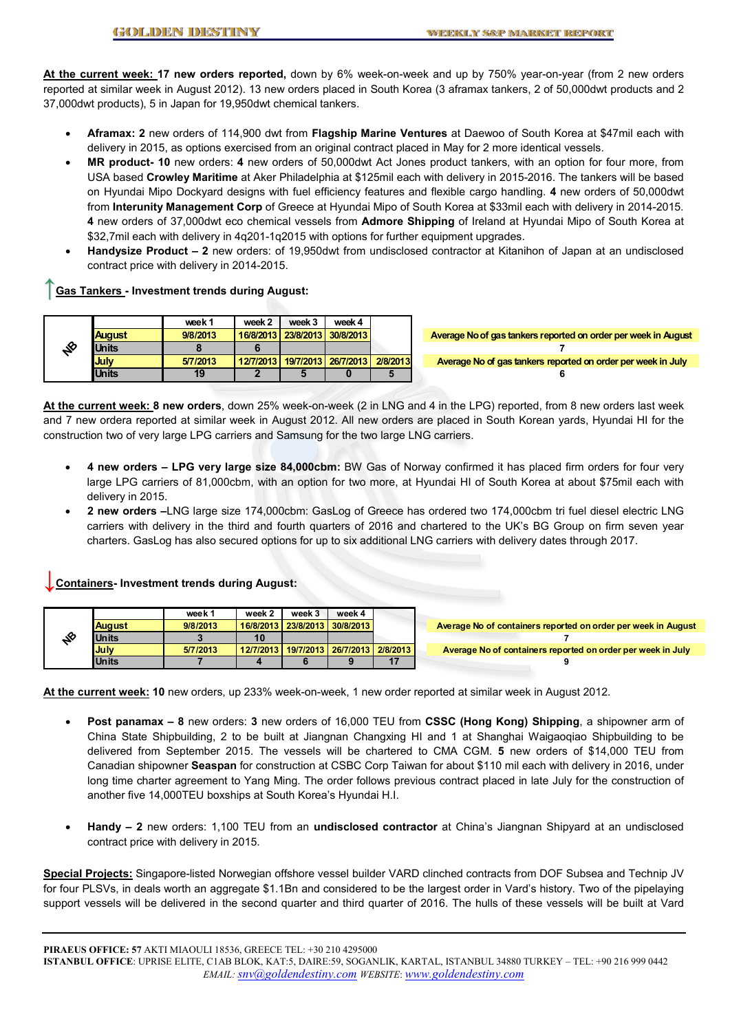**At the current week: 17 new orders reported,** down by 6% week-on-week and up by 750% year-on-year (from 2 new orders reported at similar week in August 2012). 13 new orders placed in South Korea (3 aframax tankers, 2 of 50,000dwt products and 2 37,000dwt products), 5 in Japan for 19,950dwt chemical tankers.

- **Aframax: 2** new orders of 114,900 dwt from **Flagship Marine Ventures** at Daewoo of South Korea at $47mil each with delivery in 2015, as options exercised from an original contract placed in May for 2 more identical vessels.
- **MR product- 10** new orders: **4** new orders of 50,000dwt Act Jones product tankers, with an option for four more, from USA based **Crowley Maritime** at Aker Philadelphia at $125mil each with delivery in 2015-2016. The tankers will be based on Hyundai Mipo Dockyard designs with fuel efficiency features and flexible cargo handling. **4** new orders of 50,000dwt from **Interunity Management Corp** of Greece at Hyundai Mipo of South Korea at $33mil each with delivery in 2014-2015. **4** new orders of 37,000dwt eco chemical vessels from **Admore Shipping** of Ireland at Hyundai Mipo of South Korea at $32,7mil each with delivery in 4q201-1q2015 with options for further equipment upgrades.
- **Handysize Product – 2** new orders: of 19,950dwt from undisclosed contractor at Kitanihon of Japan at an undisclosed contract price with delivery in 2014-2015.

## ↑Gas Tankers - Investment trends during August:

| NB | | week 1 | week 2 | week 3 | week 4 | |
|---|---|---|---|---|---|---|
| | August | 9/8/2013 | 16/8/2013 | 23/8/2013 | 30/8/2013 | |
| | Units | 8 | 6 | | | |
| | July | 5/7/2013 | 12/7/2013 | 19/7/2013 | 26/7/2013 | 2/8/2013 |
| | Units | 19 | 2 | 5 | 0 | 5 |

| Average No of gas tankers reported on order per week in August |
|---|
| 7 |
| Average No of gas tankers reported on order per week in July |
| 6 |

**At the current week: 8 new orders**, down 25% week-on-week (2 in LNG and 4 in the LPG) reported, from 8 new orders last week and 7 new ordera reported at similar week in August 2012. All new orders are placed in South Korean yards, Hyundai HI for the construction two of very large LPG carriers and Samsung for the two large LNG carriers.

- **4 new orders – LPG very large size 84,000cbm:** BW Gas of Norway confirmed it has placed firm orders for four very large LPG carriers of 81,000cbm, with an option for two more, at Hyundai HI of South Korea at about $75mil each with delivery in 2015.
- **2 new orders –**LNG large size 174,000cbm: GasLog of Greece has ordered two 174,000cbm tri fuel diesel electric LNG carriers with delivery in the third and fourth quarters of 2016 and chartered to the UK's BG Group on firm seven year charters. GasLog has also secured options for up to six additional LNG carriers with delivery dates through 2017.

## ↓Containers- Investment trends during August:

| NB | | week 1 | week 2 | week 3 | week 4 | |
|---|---|---|---|---|---|---|
| | August | 9/8/2013 | 16/8/2013 | 23/8/2013 | 30/8/2013 | |
| | Units | 3 | 10 | | | |
| | July | 5/7/2013 | 12/7/2013 | 19/7/2013 | 26/7/2013 | 2/8/2013 |
| | Units | 7 | 4 | 6 | 9 | 17 |

| Average No of containers reported on order per week in August |
|---|
| 7 |
| Average No of containers reported on order per week in July |
| 9 |

**At the current week:** **10** new orders, up 233% week-on-week, 1 new order reported at similar week in August 2012.

- **Post panamax – 8** new orders: **3** new orders of 16,000 TEU from **CSSC (Hong Kong) Shipping**, a shipowner arm of China State Shipbuilding, 2 to be built at Jiangnan Changxing HI and 1 at Shanghai Waigaoqiao Shipbuilding to be delivered from September 2015. The vessels will be chartered to CMA CGM. **5** new orders of $14,000 TEU from Canadian shipowner **Seaspan** for construction at CSBC Corp Taiwan for about $110 mil each with delivery in 2016, under long time charter agreement to Yang Ming. The order follows previous contract placed in late July for the construction of another five 14,000TEU boxships at South Korea's Hyundai H.I.

- **Handy – 2** new orders: 1,100 TEU from an **undisclosed contractor** at China's Jiangnan Shipyard at an undisclosed contract price with delivery in 2015.

**Special Projects:** Singapore-listed Norwegian offshore vessel builder VARD clinched contracts from DOF Subsea and Technip JV for four PLSVs, in deals worth an aggregate $1.1Bn and considered to be the largest order in Vard's history. Two of the pipelaying support vessels will be delivered in the second quarter and third quarter of 2016. The hulls of these vessels will be built at Vard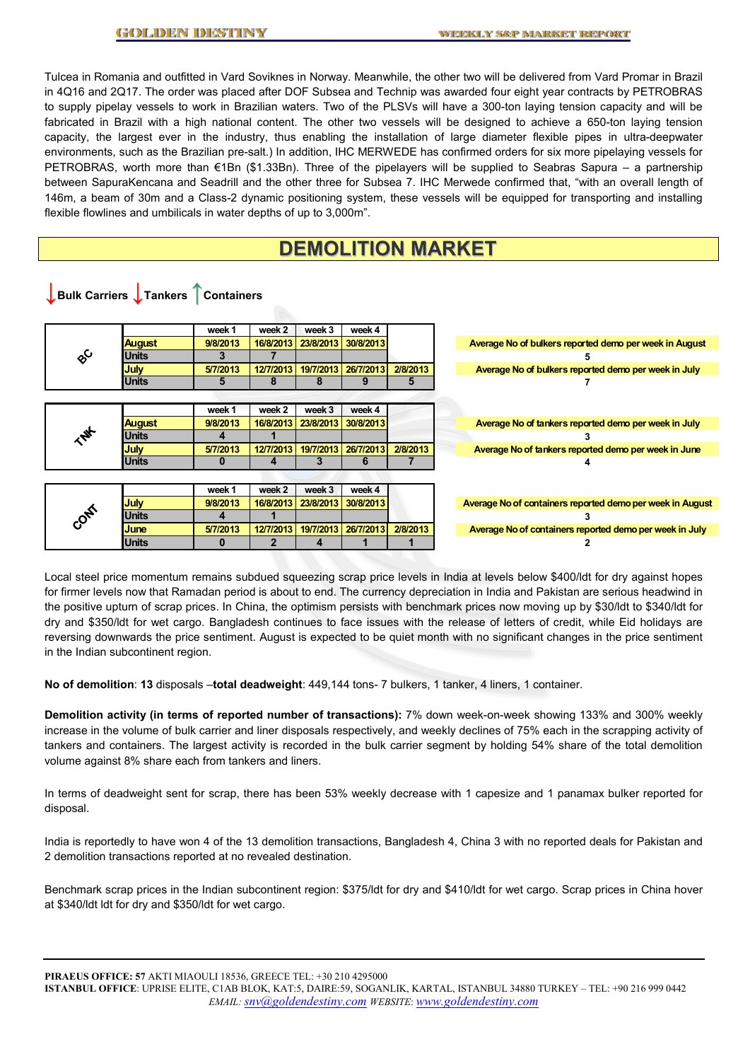Tulcea in Romania and outfitted in Vard Soviknes in Norway. Meanwhile, the other two will be delivered from Vard Promar in Brazil in 4Q16 and 2Q17. The order was placed after DOF Subsea and Technip was awarded four eight year contracts by PETROBRAS to supply pipelay vessels to work in Brazilian waters. Two of the PLSVs will have a 300-ton laying tension capacity and will be fabricated in Brazil with a high national content. The other two vessels will be designed to achieve a 650-ton laying tension capacity, the largest ever in the industry, thus enabling the installation of large diameter flexible pipes in ultra-deepwater environments, such as the Brazilian pre-salt.) In addition, IHC MERWEDE has confirmed orders for six more pipelaying vessels for PETROBRAS, worth more than €1Bn ($1.33Bn). Three of the pipelayers will be supplied to Seabras Sapura – a partnership between SapuraKencana and Seadrill and the other three for Subsea 7. IHC Merwede confirmed that, "with an overall length of 146m, a beam of 30m and a Class-2 dynamic positioning system, these vessels will be equipped for transporting and installing flexible flowlines and umbilicals in water depths of up to 3,000m".

# DEMOLITION MARKET

↓Bulk Carriers ↓Tankers ↑Containers

| BC | | week 1 | week 2 | week 3 | week 4 | |
|---|---|---|---|---|---|---|
| | August | 9/8/2013 | 16/8/2013 | 23/8/2013 | 30/8/2013 | |
| | Units | 3 | 7 | | | |
| | July | 5/7/2013 | 12/7/2013 | 19/7/2013 | 26/7/2013 | 2/8/2013 |
| | Units | 5 | 8 | 8 | 9 | 5 |

Average No of bulkers reported demo per week in August: 5
Average No of bulkers reported demo per week in July: 7

| TNK | | week 1 | week 2 | week 3 | week 4 | |
|---|---|---|---|---|---|---|
| | August | 9/8/2013 | 16/8/2013 | 23/8/2013 | 30/8/2013 | |
| | Units | 4 | 1 | | | |
| | July | 5/7/2013 | 12/7/2013 | 19/7/2013 | 26/7/2013 | 2/8/2013 |
| | Units | 0 | 4 | 3 | 6 | 7 |

Average No of tankers reported demo per week in July: 3
Average No of tankers reported demo per week in June: 4

| CONT | | week 1 | week 2 | week 3 | week 4 | |
|---|---|---|---|---|---|---|
| | July | 9/8/2013 | 16/8/2013 | 23/8/2013 | 30/8/2013 | |
| | Units | 4 | 1 | | | |
| | June | 5/7/2013 | 12/7/2013 | 19/7/2013 | 26/7/2013 | 2/8/2013 |
| | Units | 0 | 2 | 4 | 1 | 1 |

Average No of containers reported demo per week in August: 3
Average No of containers reported demo per week in July: 2

Local steel price momentum remains subdued squeezing scrap price levels in India at levels below $400/ldt for dry against hopes for firmer levels now that Ramadan period is about to end. The currency depreciation in India and Pakistan are serious headwind in the positive upturn of scrap prices. In China, the optimism persists with benchmark prices now moving up by $30/ldt to $340/ldt for dry and $350/ldt for wet cargo. Bangladesh continues to face issues with the release of letters of credit, while Eid holidays are reversing downwards the price sentiment. August is expected to be quiet month with no significant changes in the price sentiment in the Indian subcontinent region.

**No of demolition**: **13** disposals –**total deadweight**: 449,144 tons- 7 bulkers, 1 tanker, 4 liners, 1 container.

**Demolition activity (in terms of reported number of transactions):** 7% down week-on-week showing 133% and 300% weekly increase in the volume of bulk carrier and liner disposals respectively, and weekly declines of 75% each in the scrapping activity of tankers and containers. The largest activity is recorded in the bulk carrier segment by holding 54% share of the total demolition volume against 8% share each from tankers and liners.

In terms of deadweight sent for scrap, there has been 53% weekly decrease with 1 capesize and 1 panamax bulker reported for disposal.

India is reportedly to have won 4 of the 13 demolition transactions, Bangladesh 4, China 3 with no reported deals for Pakistan and 2 demolition transactions reported at no revealed destination.

Benchmark scrap prices in the Indian subcontinent region: $375/ldt for dry and $410/ldt for wet cargo. Scrap prices in China hover at $340/ldt ldt for dry and $350/ldt for wet cargo.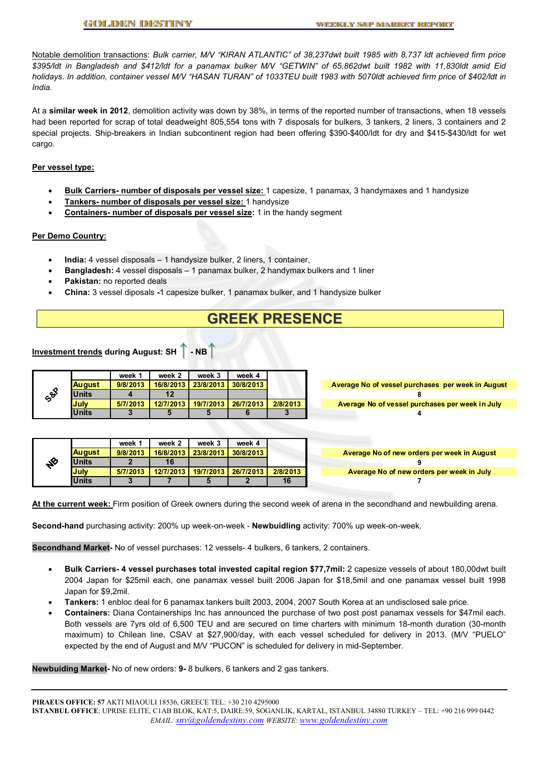Notable demolition transactions: *Bulk carrier, M/V "KIRAN ATLANTIC" of 38,237dwt built 1985 with 8,737 ldt achieved firm price $395/ldt in Bangladesh and $412/ldt for a panamax bulker M/V "GETWIN" of 65,862dwt built 1982 with 11,830ldt amid Eid holidays. In addition, container vessel M/V "HASAN TURAN" of 1033TEU built 1983 with 5070ldt achieved firm price of $402/ldt in India.*

At a **similar week in 2012**, demolition activity was down by 38%, in terms of the reported number of transactions, when 18 vessels had been reported for scrap of total deadweight 805,554 tons with 7 disposals for bulkers, 3 tankers, 2 liners, 3 containers and 2 special projects. Ship-breakers in Indian subcontinent region had been offering $390-$400/ldt for dry and $415-$430/ldt for wet cargo.

**Per vessel type:**

- **Bulk Carriers- number of disposals per vessel size:** 1 capesize, 1 panamax, 3 handymaxes and 1 handysize
- **Tankers- number of disposals per vessel size:** 1 handysize
- **Containers- number of disposals per vessel size:** 1 in the handy segment

**Per Demo Country:**

- **India:** 4 vessel disposals – 1 handysize bulker, 2 liners, 1 container,
- **Bangladesh:** 4 vessel disposals – 1 panamax bulker, 2 handymax bulkers and 1 liner
- **Pakistan:** no reported deals
- **China:** 3 vessel diposals **-**1 capesize bulker, 1 panamax bulker, and 1 handysize bulker

# GREEK PRESENCE

**Investment trends during August: SH ↑ - NB ↑**

| S&P | | week 1 | week 2 | week 3 | week 4 | |
|---|---|---|---|---|---|---|
| | August | 9/8/2013 | 16/8/2013 | 23/8/2013 | 30/8/2013 | |
| | Units | 4 | 12 | | | |
| | July | 5/7/2013 | 12/7/2013 | 19/7/2013 | 26/7/2013 | 2/8/2013 |
| | Units | 3 | 5 | 5 | 6 | 3 |

| Average No of vessel purchases per week in August |
|---|
| 8 |
| Average No of vessel purchases per week in July |
| 4 |

| NB | | week 1 | week 2 | week 3 | week 4 | |
|---|---|---|---|---|---|---|
| | August | 9/8/2013 | 16/8/2013 | 23/8/2013 | 30/8/2013 | |
| | Units | 2 | 16 | | | |
| | July | 5/7/2013 | 12/7/2013 | 19/7/2013 | 26/7/2013 | 2/8/2013 |
| | Units | 3 | 7 | 5 | 2 | 16 |

| Average No of new orders per week in August |
|---|
| 9 |
| Average No of new orders per week in July |
| 7 |

At the current week: Firm position of Greek owners during the second week of arena in the secondhand and newbuilding arena.

**Second-hand** purchasing activity: 200% up week-on-week - **Newbuidling** activity: 700% up week-on-week.

**Secondhand Market-** No of vessel purchases: 12 vessels- 4 bulkers, 6 tankers, 2 containers.

- **Bulk Carriers- 4 vessel purchases total invested capital region $77,7mil:** 2 capesize vessels of about 180,00dwt built 2004 Japan for $25mil each, one panamax vessel built 2006 Japan for $18,5mil and one panamax vessel built 1998 Japan for $9,2mil.
- **Tankers:** 1 enbloc deal for 6 panamax tankers built 2003, 2004, 2007 South Korea at an undisclosed sale price.
- **Containers:** Diana Containerships Inc has announced the purchase of two post post panamax vessels for $47mil each. Both vessels are 7yrs old of 6,500 TEU and are secured on time charters with minimum 18-month duration (30-month maximum) to Chilean line, CSAV at $27,900/day, with each vessel scheduled for delivery in 2013. (M/V "PUELO" expected by the end of August and M/V "PUCON" is scheduled for delivery in mid-September.

**Newbuiding Market-** No of new orders: **9-** 8 bulkers, 6 tankers and 2 gas tankers.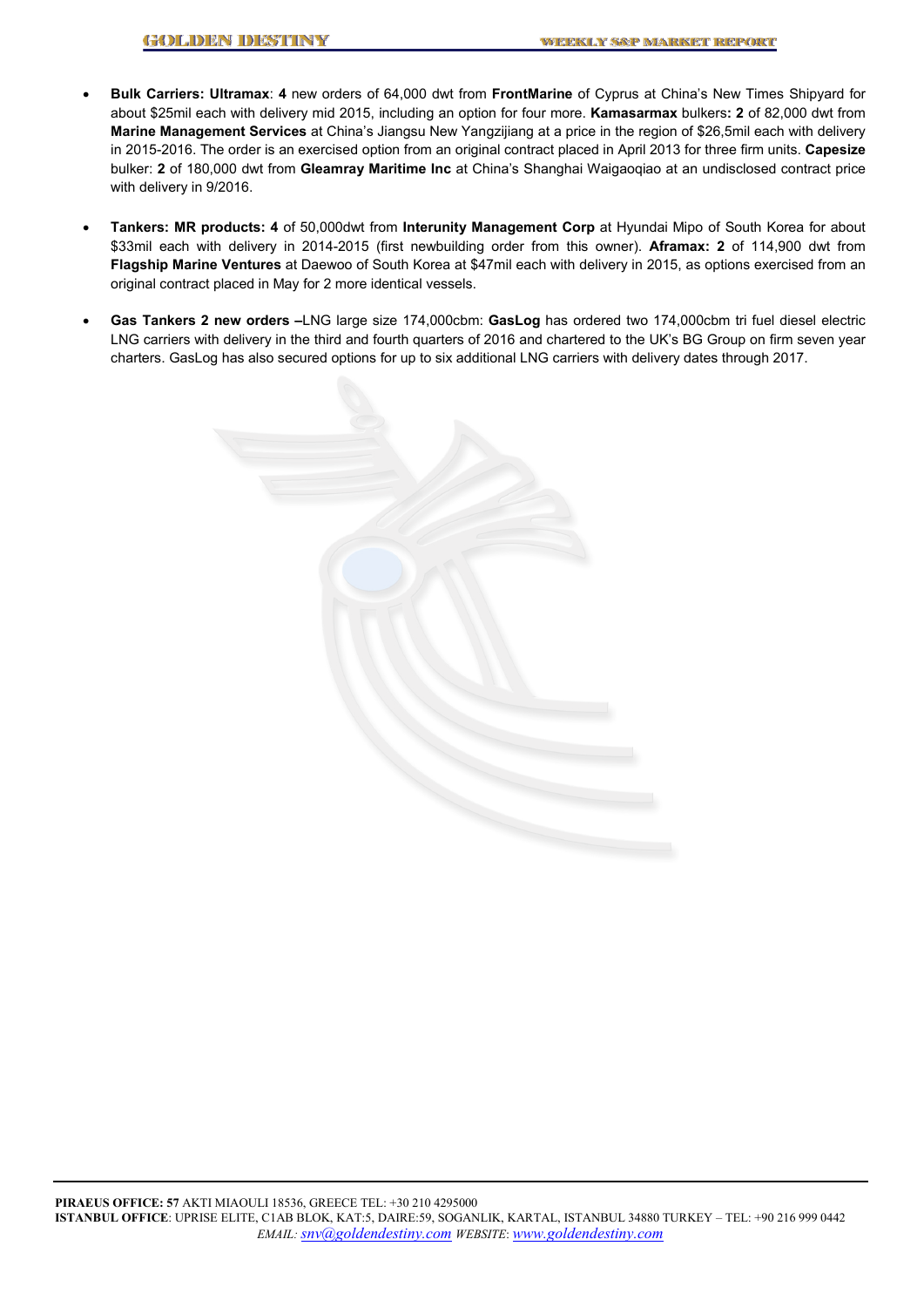- **Bulk Carriers: Ultramax**: **4** new orders of 64,000 dwt from **FrontMarine** of Cyprus at China's New Times Shipyard for about $25mil each with delivery mid 2015, including an option for four more. **Kamasarmax** bulkers**: 2** of 82,000 dwt from **Marine Management Services** at China's Jiangsu New Yangzijiang at a price in the region of $26,5mil each with delivery in 2015-2016. The order is an exercised option from an original contract placed in April 2013 for three firm units. **Capesize** bulker: **2** of 180,000 dwt from **Gleamray Maritime Inc** at China's Shanghai Waigaoqiao at an undisclosed contract price with delivery in 9/2016.

- **Tankers: MR products: 4** of 50,000dwt from **Interunity Management Corp** at Hyundai Mipo of South Korea for about $33mil each with delivery in 2014-2015 (first newbuilding order from this owner). **Aframax: 2** of 114,900 dwt from **Flagship Marine Ventures** at Daewoo of South Korea at $47mil each with delivery in 2015, as options exercised from an original contract placed in May for 2 more identical vessels.

- **Gas Tankers 2 new orders –**LNG large size 174,000cbm: **GasLog** has ordered two 174,000cbm tri fuel diesel electric LNG carriers with delivery in the third and fourth quarters of 2016 and chartered to the UK's BG Group on firm seven year charters. GasLog has also secured options for up to six additional LNG carriers with delivery dates through 2017.